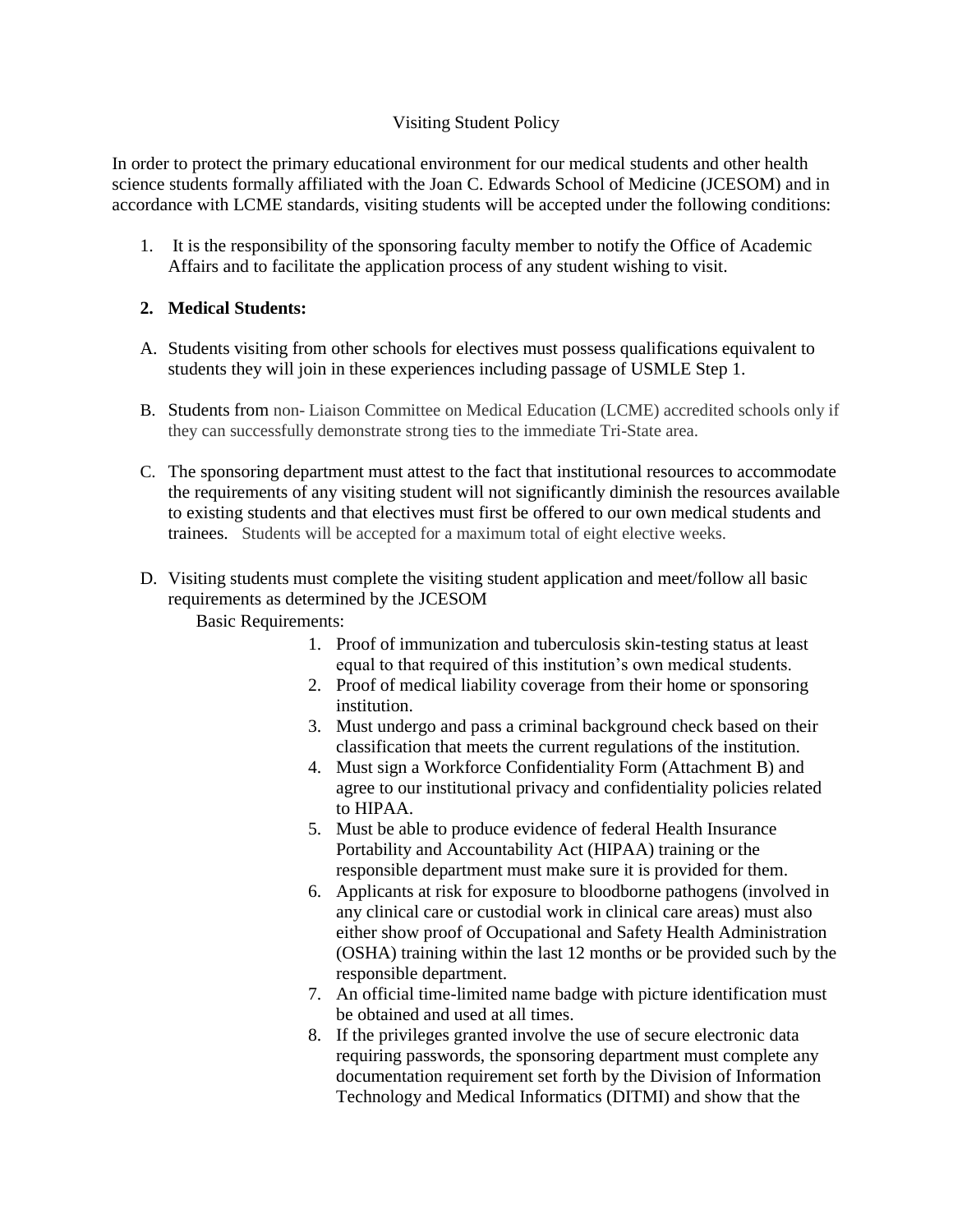# Visiting Student Policy

In order to protect the primary educational environment for our medical students and other health science students formally affiliated with the Joan C. Edwards School of Medicine (JCESOM) and in accordance with LCME standards, visiting students will be accepted under the following conditions:

1. It is the responsibility of the sponsoring faculty member to notify the Office of Academic Affairs and to facilitate the application process of any student wishing to visit.

2. **Medical Students:**

A. Students visiting from other schools for electives must possess qualifications equivalent to students they will join in these experiences including passage of USMLE Step 1.

B. Students from non- Liaison Committee on Medical Education (LCME) accredited schools only if they can successfully demonstrate strong ties to the immediate Tri-State area.

C. The sponsoring department must attest to the fact that institutional resources to accommodate the requirements of any visiting student will not significantly diminish the resources available to existing students and that electives must first be offered to our own medical students and trainees. Students will be accepted for a maximum total of eight elective weeks.

D. Visiting students must complete the visiting student application and meet/follow all basic requirements as determined by the JCESOM

Basic Requirements:

1. Proof of immunization and tuberculosis skin-testing status at least equal to that required of this institution's own medical students.
2. Proof of medical liability coverage from their home or sponsoring institution.
3. Must undergo and pass a criminal background check based on their classification that meets the current regulations of the institution.
4. Must sign a Workforce Confidentiality Form (Attachment B) and agree to our institutional privacy and confidentiality policies related to HIPAA.
5. Must be able to produce evidence of federal Health Insurance Portability and Accountability Act (HIPAA) training or the responsible department must make sure it is provided for them.
6. Applicants at risk for exposure to bloodborne pathogens (involved in any clinical care or custodial work in clinical care areas) must also either show proof of Occupational and Safety Health Administration (OSHA) training within the last 12 months or be provided such by the responsible department.
7. An official time-limited name badge with picture identification must be obtained and used at all times.
8. If the privileges granted involve the use of secure electronic data requiring passwords, the sponsoring department must complete any documentation requirement set forth by the Division of Information Technology and Medical Informatics (DITMI) and show that the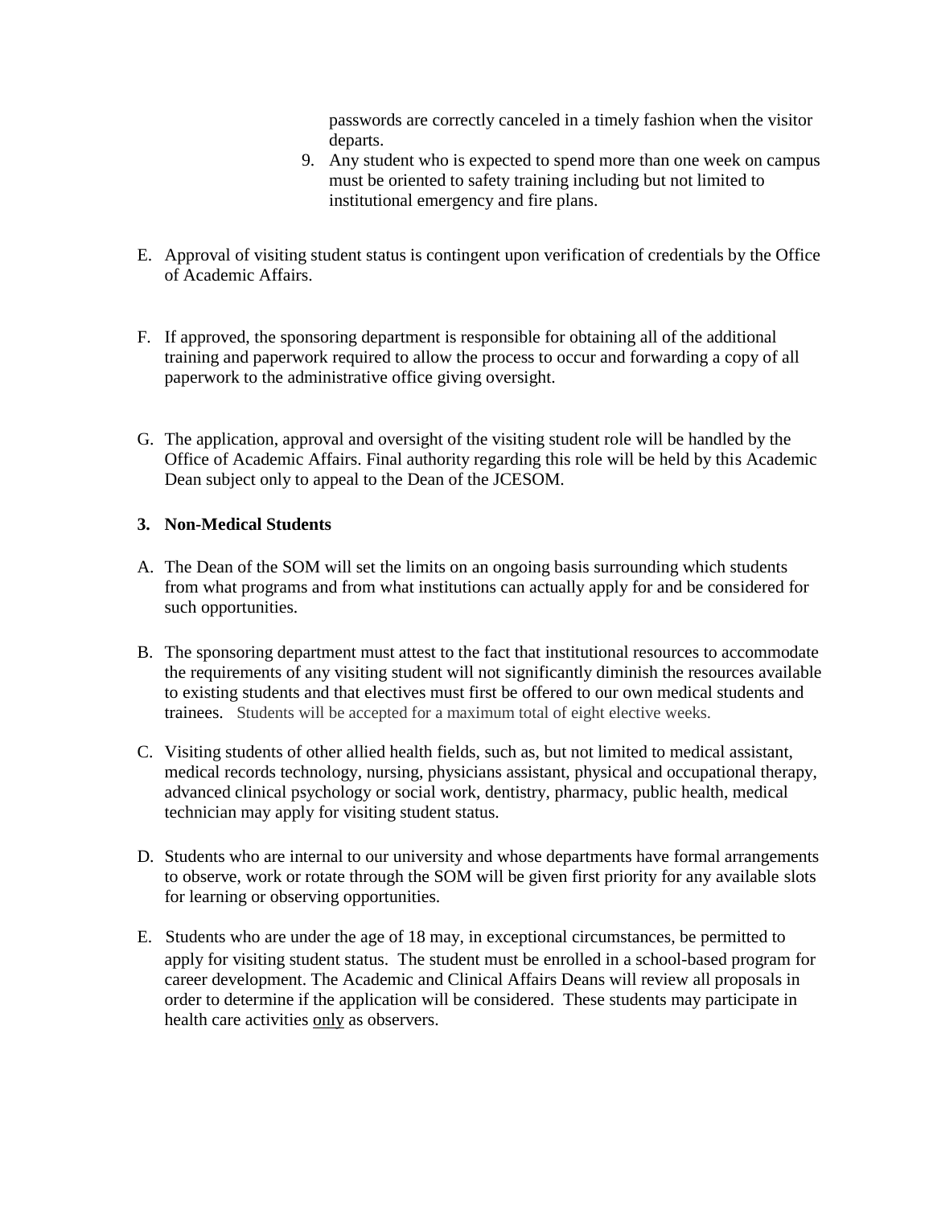passwords are correctly canceled in a timely fashion when the visitor departs.

9. Any student who is expected to spend more than one week on campus must be oriented to safety training including but not limited to institutional emergency and fire plans.

E. Approval of visiting student status is contingent upon verification of credentials by the Office of Academic Affairs.

F. If approved, the sponsoring department is responsible for obtaining all of the additional training and paperwork required to allow the process to occur and forwarding a copy of all paperwork to the administrative office giving oversight.

G. The application, approval and oversight of the visiting student role will be handled by the Office of Academic Affairs. Final authority regarding this role will be held by this Academic Dean subject only to appeal to the Dean of the JCESOM.

**3. Non-Medical Students**

A. The Dean of the SOM will set the limits on an ongoing basis surrounding which students from what programs and from what institutions can actually apply for and be considered for such opportunities.

B. The sponsoring department must attest to the fact that institutional resources to accommodate the requirements of any visiting student will not significantly diminish the resources available to existing students and that electives must first be offered to our own medical students and trainees. Students will be accepted for a maximum total of eight elective weeks.

C. Visiting students of other allied health fields, such as, but not limited to medical assistant, medical records technology, nursing, physicians assistant, physical and occupational therapy, advanced clinical psychology or social work, dentistry, pharmacy, public health, medical technician may apply for visiting student status.

D. Students who are internal to our university and whose departments have formal arrangements to observe, work or rotate through the SOM will be given first priority for any available slots for learning or observing opportunities.

E. Students who are under the age of 18 may, in exceptional circumstances, be permitted to apply for visiting student status. The student must be enrolled in a school-based program for career development. The Academic and Clinical Affairs Deans will review all proposals in order to determine if the application will be considered. These students may participate in health care activities only as observers.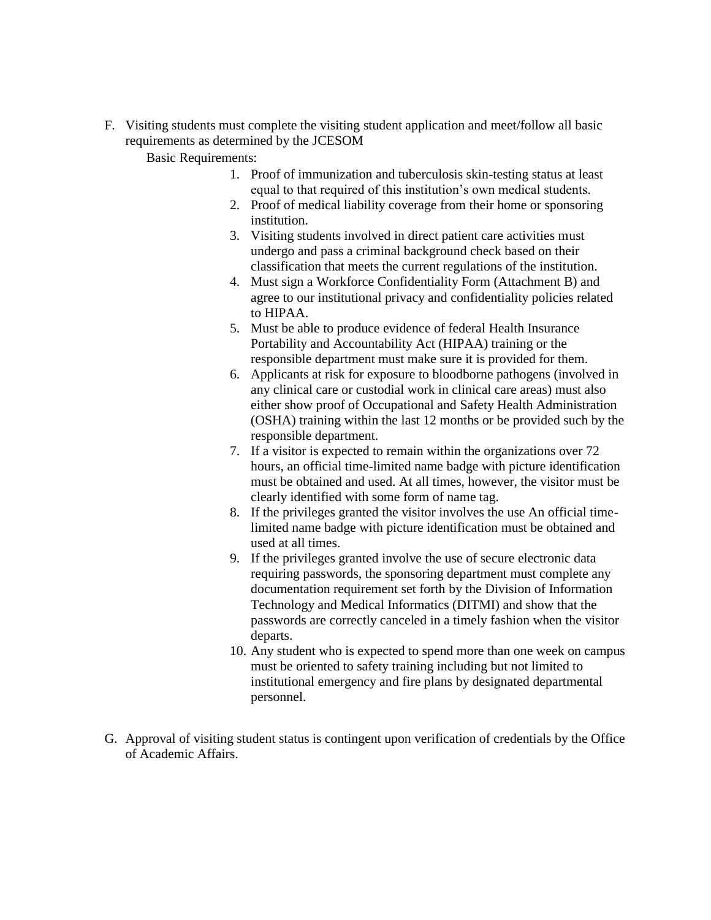F. Visiting students must complete the visiting student application and meet/follow all basic requirements as determined by the JCESOM

   Basic Requirements:

   1. Proof of immunization and tuberculosis skin-testing status at least equal to that required of this institution's own medical students.
   2. Proof of medical liability coverage from their home or sponsoring institution.
   3. Visiting students involved in direct patient care activities must undergo and pass a criminal background check based on their classification that meets the current regulations of the institution.
   4. Must sign a Workforce Confidentiality Form (Attachment B) and agree to our institutional privacy and confidentiality policies related to HIPAA.
   5. Must be able to produce evidence of federal Health Insurance Portability and Accountability Act (HIPAA) training or the responsible department must make sure it is provided for them.
   6. Applicants at risk for exposure to bloodborne pathogens (involved in any clinical care or custodial work in clinical care areas) must also either show proof of Occupational and Safety Health Administration (OSHA) training within the last 12 months or be provided such by the responsible department.
   7. If a visitor is expected to remain within the organizations over 72 hours, an official time-limited name badge with picture identification must be obtained and used. At all times, however, the visitor must be clearly identified with some form of name tag.
   8. If the privileges granted the visitor involves the use An official time-limited name badge with picture identification must be obtained and used at all times.
   9. If the privileges granted involve the use of secure electronic data requiring passwords, the sponsoring department must complete any documentation requirement set forth by the Division of Information Technology and Medical Informatics (DITMI) and show that the passwords are correctly canceled in a timely fashion when the visitor departs.
   10. Any student who is expected to spend more than one week on campus must be oriented to safety training including but not limited to institutional emergency and fire plans by designated departmental personnel.

G. Approval of visiting student status is contingent upon verification of credentials by the Office of Academic Affairs.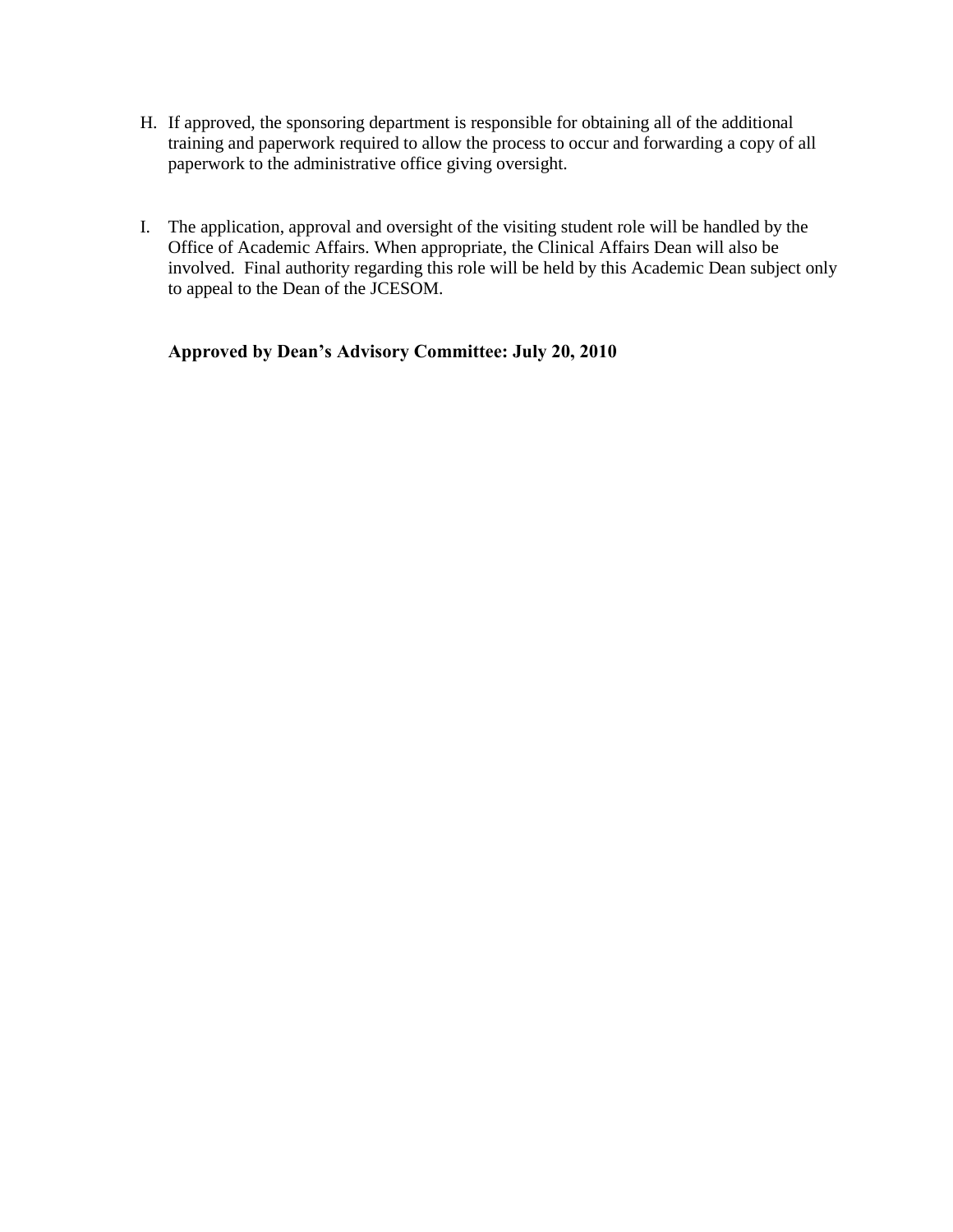H. If approved, the sponsoring department is responsible for obtaining all of the additional training and paperwork required to allow the process to occur and forwarding a copy of all paperwork to the administrative office giving oversight.

I. The application, approval and oversight of the visiting student role will be handled by the Office of Academic Affairs. When appropriate, the Clinical Affairs Dean will also be involved. Final authority regarding this role will be held by this Academic Dean subject only to appeal to the Dean of the JCESOM.

**Approved by Dean's Advisory Committee: July 20, 2010**